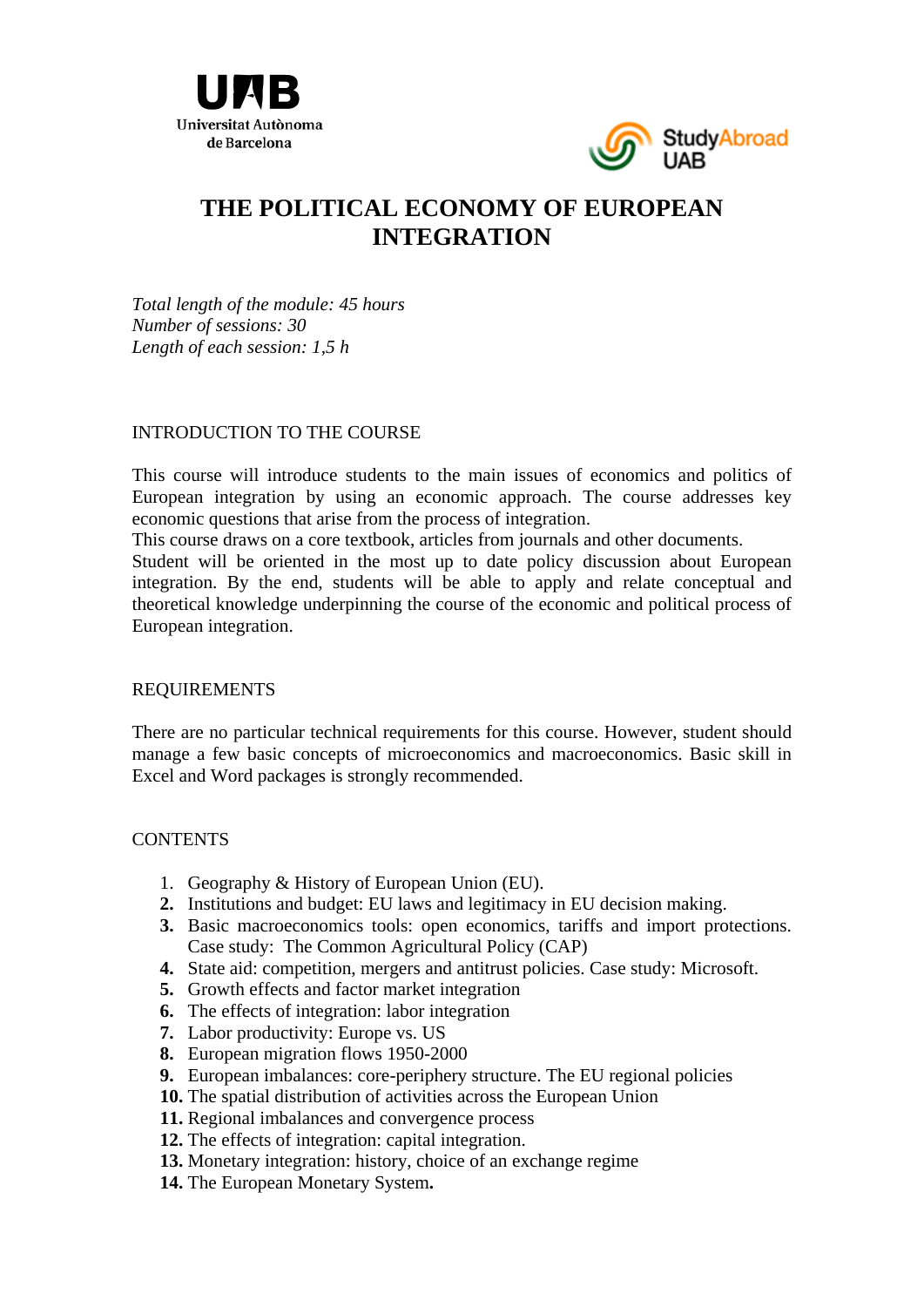UAB
Universitat Autònoma de Barcelona

StudyAbroad UAB

# THE POLITICAL ECONOMY OF EUROPEAN INTEGRATION

*Total length of the module: 45 hours*
*Number of sessions: 30*
*Length of each session: 1,5 h*

## INTRODUCTION TO THE COURSE

This course will introduce students to the main issues of economics and politics of European integration by using an economic approach. The course addresses key economic questions that arise from the process of integration.
This course draws on a core textbook, articles from journals and other documents.
Student will be oriented in the most up to date policy discussion about European integration. By the end, students will be able to apply and relate conceptual and theoretical knowledge underpinning the course of the economic and political process of European integration.

## REQUIREMENTS

There are no particular technical requirements for this course. However, student should manage a few basic concepts of microeconomics and macroeconomics. Basic skill in Excel and Word packages is strongly recommended.

## CONTENTS

1. Geography & History of European Union (EU).
2. Institutions and budget: EU laws and legitimacy in EU decision making.
3. Basic macroeconomics tools: open economics, tariffs and import protections. Case study: The Common Agricultural Policy (CAP)
4. State aid: competition, mergers and antitrust policies. Case study: Microsoft.
5. Growth effects and factor market integration
6. The effects of integration: labor integration
7. Labor productivity: Europe vs. US
8. European migration flows 1950-2000
9. European imbalances: core-periphery structure. The EU regional policies
10. The spatial distribution of activities across the European Union
11. Regional imbalances and convergence process
12. The effects of integration: capital integration.
13. Monetary integration: history, choice of an exchange regime
14. The European Monetary System.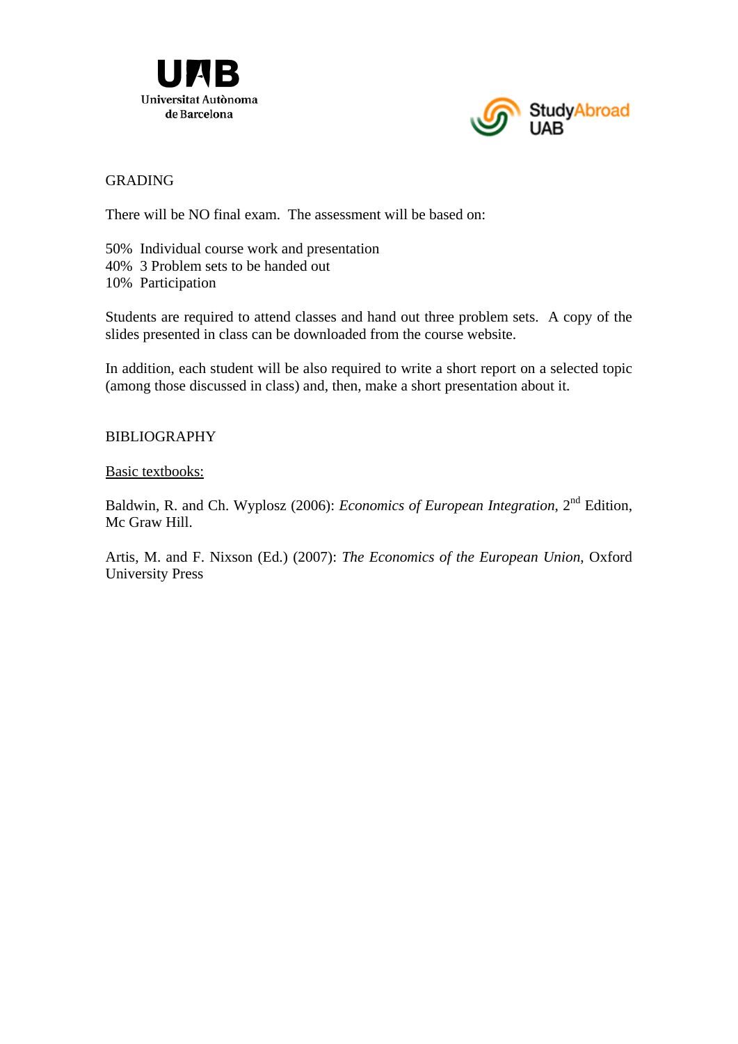## GRADING

There will be NO final exam. The assessment will be based on:

50% Individual course work and presentation
40% 3 Problem sets to be handed out
10% Participation

Students are required to attend classes and hand out three problem sets. A copy of the slides presented in class can be downloaded from the course website.

In addition, each student will be also required to write a short report on a selected topic (among those discussed in class) and, then, make a short presentation about it.

## BIBLIOGRAPHY

Basic textbooks:

Baldwin, R. and Ch. Wyplosz (2006): *Economics of European Integration*, 2nd Edition, Mc Graw Hill.

Artis, M. and F. Nixson (Ed.) (2007): *The Economics of the European Union*, Oxford University Press